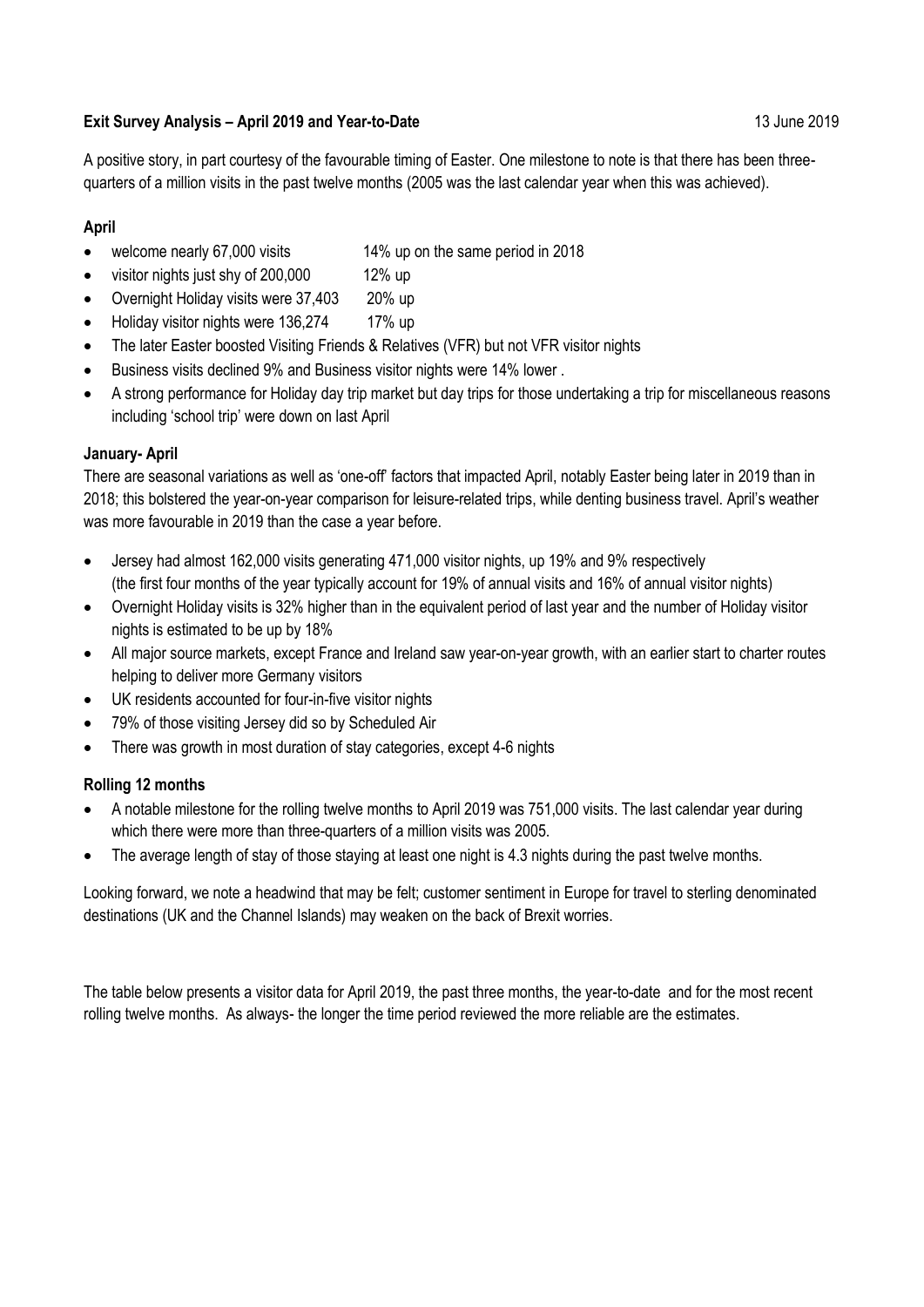**Exit Survey Analysis – April 2019 and Year-to-Date** 13 June 2019

A positive story, in part courtesy of the favourable timing of Easter. One milestone to note is that there has been three-quarters of a million visits in the past twelve months (2005 was the last calendar year when this was achieved).

**April**

- welcome nearly 67,000 visits 14% up on the same period in 2018
- visitor nights just shy of 200,000 12% up
- Overnight Holiday visits were 37,403 20% up
- Holiday visitor nights were 136,274 17% up
- The later Easter boosted Visiting Friends & Relatives (VFR) but not VFR visitor nights
- Business visits declined 9% and Business visitor nights were 14% lower .
- A strong performance for Holiday day trip market but day trips for those undertaking a trip for miscellaneous reasons including 'school trip' were down on last April

**January- April**

There are seasonal variations as well as 'one-off' factors that impacted April, notably Easter being later in 2019 than in 2018; this bolstered the year-on-year comparison for leisure-related trips, while denting business travel. April's weather was more favourable in 2019 than the case a year before.

- Jersey had almost 162,000 visits generating 471,000 visitor nights, up 19% and 9% respectively (the first four months of the year typically account for 19% of annual visits and 16% of annual visitor nights)
- Overnight Holiday visits is 32% higher than in the equivalent period of last year and the number of Holiday visitor nights is estimated to be up by 18%
- All major source markets, except France and Ireland saw year-on-year growth, with an earlier start to charter routes helping to deliver more Germany visitors
- UK residents accounted for four-in-five visitor nights
- 79% of those visiting Jersey did so by Scheduled Air
- There was growth in most duration of stay categories, except 4-6 nights

**Rolling 12 months**

- A notable milestone for the rolling twelve months to April 2019 was 751,000 visits. The last calendar year during which there were more than three-quarters of a million visits was 2005.
- The average length of stay of those staying at least one night is 4.3 nights during the past twelve months.

Looking forward, we note a headwind that may be felt; customer sentiment in Europe for travel to sterling denominated destinations (UK and the Channel Islands) may weaken on the back of Brexit worries.

The table below presents a visitor data for April 2019, the past three months, the year-to-date and for the most recent rolling twelve months. As always- the longer the time period reviewed the more reliable are the estimates.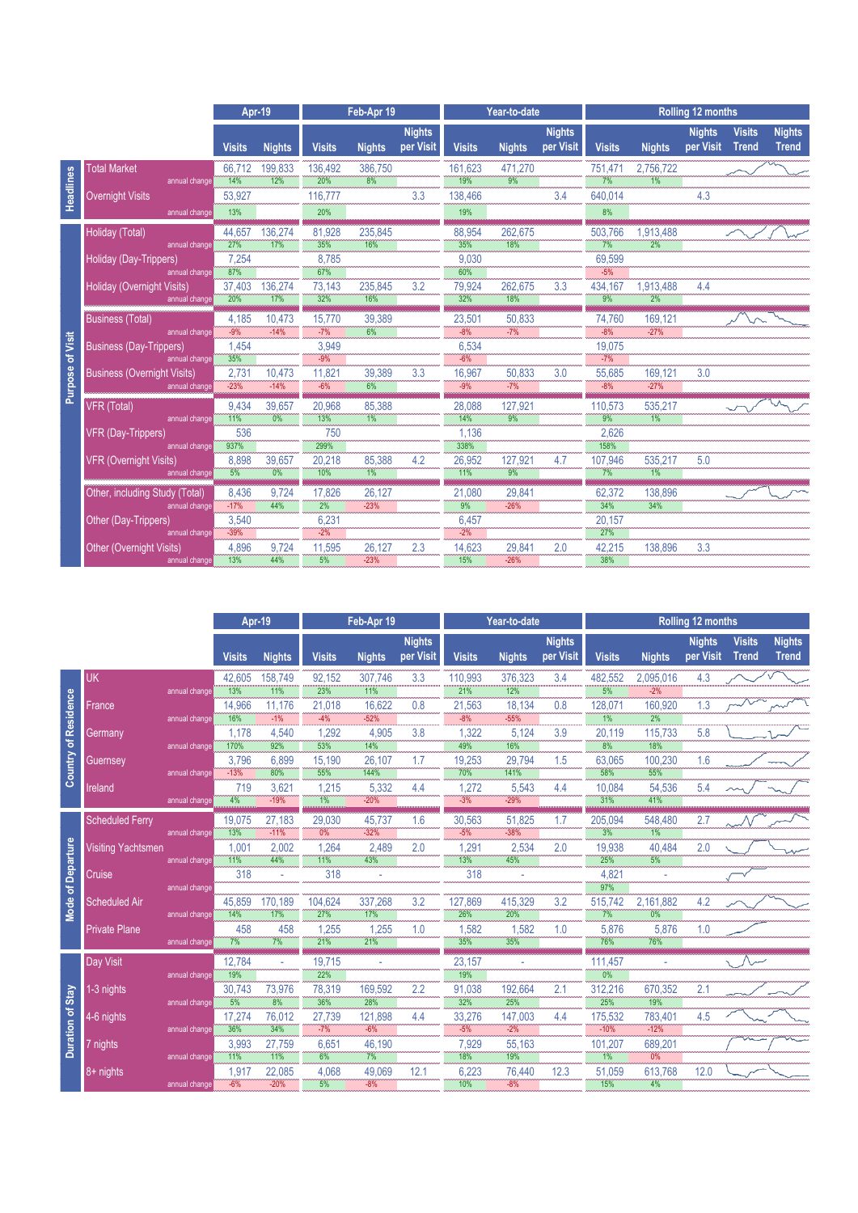| | | Apr-19 | | Feb-Apr 19 | | | Year-to-date | | | Rolling 12 months | | | | |
|---|---|---|---|---|---|---|---|---|---|---|---|---|---|---|
| | | Visits | Nights | Visits | Nights | Nights per Visit | Visits | Nights | Nights per Visit | Visits | Nights | Nights per Visit | Visits Trend | Nights Trend |
| Headlines | Total Market | 66,712 | 199,833 | 136,492 | 386,750 | | 161,623 | 471,270 | | 751,471 | 2,756,722 | | | |
| | annual change | 14% | 12% | 20% | 8% | | 19% | 9% | | 7% | 1% | | | |
| | Overnight Visits | 53,927 | | 116,777 | | 3.3 | 138,466 | | 3.4 | 640,014 | | 4.3 | | |
| | annual change | 13% | | 20% | | | 19% | | | 8% | | | | |
| Purpose of Visit | Holiday (Total) | 44,657 | 136,274 | 81,928 | 235,845 | | 88,954 | 262,675 | | 503,766 | 1,913,488 | | | |
| | annual change | 27% | 17% | 35% | 16% | | 35% | 18% | | 7% | 2% | | | |
| | Holiday (Day-Trippers) | 7,254 | | 8,785 | | | 9,030 | | | 69,599 | | | | |
| | annual change | 87% | | 67% | | | 60% | | | -5% | | | | |
| | Holiday (Overnight Visits) | 37,403 | 136,274 | 73,143 | 235,845 | 3.2 | 79,924 | 262,675 | 3.3 | 434,167 | 1,913,488 | 4.4 | | |
| | annual change | 20% | 17% | 32% | 16% | | 32% | 18% | | 9% | 2% | | | |
| | Business (Total) | 4,185 | 10,473 | 15,770 | 39,389 | | 23,501 | 50,833 | | 74,760 | 169,121 | | | |
| | annual change | -9% | -14% | -7% | 6% | | -8% | -7% | | -8% | -27% | | | |
| | Business (Day-Trippers) | 1,454 | | 3,949 | | | 6,534 | | | 19,075 | | | | |
| | annual change | 35% | | -9% | | | -6% | | | -7% | | | | |
| | Business (Overnight Visits) | 2,731 | 10,473 | 11,821 | 39,389 | 3.3 | 16,967 | 50,833 | 3.0 | 55,685 | 169,121 | 3.0 | | |
| | annual change | -23% | -14% | -6% | 6% | | -9% | -7% | | -8% | -27% | | | |
| | VFR (Total) | 9,434 | 39,657 | 20,968 | 85,388 | | 28,088 | 127,921 | | 110,573 | 535,217 | | | |
| | annual change | 11% | 0% | 13% | 1% | | 14% | 9% | | 9% | 1% | | | |
| | VFR (Day-Trippers) | 536 | | 750 | | | 1,136 | | | 2,626 | | | | |
| | annual change | 937% | | 299% | | | 338% | | | 158% | | | | |
| | VFR (Overnight Visits) | 8,898 | 39,657 | 20,218 | 85,388 | 4.2 | 26,952 | 127,921 | 4.7 | 107,946 | 535,217 | 5.0 | | |
| | annual change | 5% | 0% | 10% | 1% | | 11% | 9% | | 7% | 1% | | | |
| | Other, including Study (Total) | 8,436 | 9,724 | 17,826 | 26,127 | | 21,080 | 29,841 | | 62,372 | 138,896 | | | |
| | annual change | -17% | 44% | 2% | -23% | | 9% | -26% | | 34% | 34% | | | |
| | Other (Day-Trippers) | 3,540 | | 6,231 | | | 6,457 | | | 20,157 | | | | |
| | annual change | -39% | | -2% | | | -2% | | | 27% | | | | |
| | Other (Overnight Visits) | 4,896 | 9,724 | 11,595 | 26,127 | 2.3 | 14,623 | 29,841 | 2.0 | 42,215 | 138,896 | 3.3 | | |
| | annual change | 13% | 44% | 5% | -23% | | 15% | -26% | | 38% | | | | |

| | | Apr-19 | | Feb-Apr 19 | | | Year-to-date | | | Rolling 12 months | | | | |
|---|---|---|---|---|---|---|---|---|---|---|---|---|---|---|
| | | Visits | Nights | Visits | Nights | Nights per Visit | Visits | Nights | Nights per Visit | Visits | Nights | Nights per Visit | Visits Trend | Nights Trend |
| Country of Residence | UK | 42,605 | 158,749 | 92,152 | 307,746 | 3.3 | 110,993 | 376,323 | 3.4 | 482,552 | 2,095,016 | 4.3 | | |
| | annual change | 13% | 11% | 23% | 11% | | 21% | 12% | | 5% | -2% | | | |
| | France | 14,966 | 11,176 | 21,018 | 16,622 | 0.8 | 21,563 | 18,134 | 0.8 | 128,071 | 160,920 | 1.3 | | |
| | annual change | 16% | -1% | -4% | -52% | | -8% | -55% | | 1% | 2% | | | |
| | Germany | 1,178 | 4,540 | 1,292 | 4,905 | 3.8 | 1,322 | 5,124 | 3.9 | 20,119 | 115,733 | 5.8 | | |
| | annual change | 170% | 92% | 53% | 14% | | 49% | 16% | | 8% | 18% | | | |
| | Guernsey | 3,796 | 6,899 | 15,190 | 26,107 | 1.7 | 19,253 | 29,794 | 1.5 | 63,065 | 100,230 | 1.6 | | |
| | annual change | -13% | 80% | 55% | 144% | | 70% | 141% | | 58% | 55% | | | |
| | Ireland | 719 | 3,621 | 1,215 | 5,332 | 4.4 | 1,272 | 5,543 | 4.4 | 10,084 | 54,536 | 5.4 | | |
| | annual change | 4% | -19% | 1% | -20% | | -3% | -29% | | 31% | 41% | | | |
| Mode of Departure | Scheduled Ferry | 19,075 | 27,183 | 29,030 | 45,737 | 1.6 | 30,563 | 51,825 | 1.7 | 205,094 | 548,480 | 2.7 | | |
| | annual change | 13% | -11% | 0% | -32% | | -5% | -38% | | 3% | 1% | | | |
| | Visiting Yachtsmen | 1,001 | 2,002 | 1,264 | 2,489 | 2.0 | 1,291 | 2,534 | 2.0 | 19,938 | 40,484 | 2.0 | | |
| | annual change | 11% | 44% | 11% | 43% | | 13% | 45% | | 25% | 5% | | | |
| | Cruise | 318 | - | 318 | - | | 318 | - | | 4,821 | - | | | |
| | annual change | | | | | | | | | 97% | | | | |
| | Scheduled Air | 45,859 | 170,189 | 104,624 | 337,268 | 3.2 | 127,869 | 415,329 | 3.2 | 515,742 | 2,161,882 | 4.2 | | |
| | annual change | 14% | 17% | 27% | 17% | | 26% | 20% | | 7% | 0% | | | |
| | Private Plane | 458 | 458 | 1,255 | 1,255 | 1.0 | 1,582 | 1,582 | 1.0 | 5,876 | 5,876 | 1.0 | | |
| | annual change | 7% | 7% | 21% | 21% | | 35% | 35% | | 76% | 76% | | | |
| Duration of Stay | Day Visit | 12,784 | - | 19,715 | - | | 23,157 | - | | 111,457 | - | | | |
| | annual change | 19% | | 22% | | | 19% | | | 0% | | | | |
| | 1-3 nights | 30,743 | 73,976 | 78,319 | 169,592 | 2.2 | 91,038 | 192,664 | 2.1 | 312,216 | 670,352 | 2.1 | | |
| | annual change | 5% | 8% | 36% | 28% | | 32% | 25% | | 25% | 19% | | | |
| | 4-6 nights | 17,274 | 76,012 | 27,739 | 121,898 | 4.4 | 33,276 | 147,003 | 4.4 | 175,532 | 783,401 | 4.5 | | |
| | annual change | 36% | 34% | -7% | -6% | | -5% | -2% | | -10% | -12% | | | |
| | 7 nights | 3,993 | 27,759 | 6,651 | 46,190 | | 7,929 | 55,163 | | 101,207 | 689,201 | | | |
| | annual change | 11% | 11% | 6% | 7% | | 18% | 19% | | 1% | 0% | | | |
| | 8+ nights | 1,917 | 22,085 | 4,068 | 49,069 | 12.1 | 6,223 | 76,440 | 12.3 | 51,059 | 613,768 | 12.0 | | |
| | annual change | -6% | -20% | 5% | -8% | | 10% | -8% | | 15% | 4% | | | |